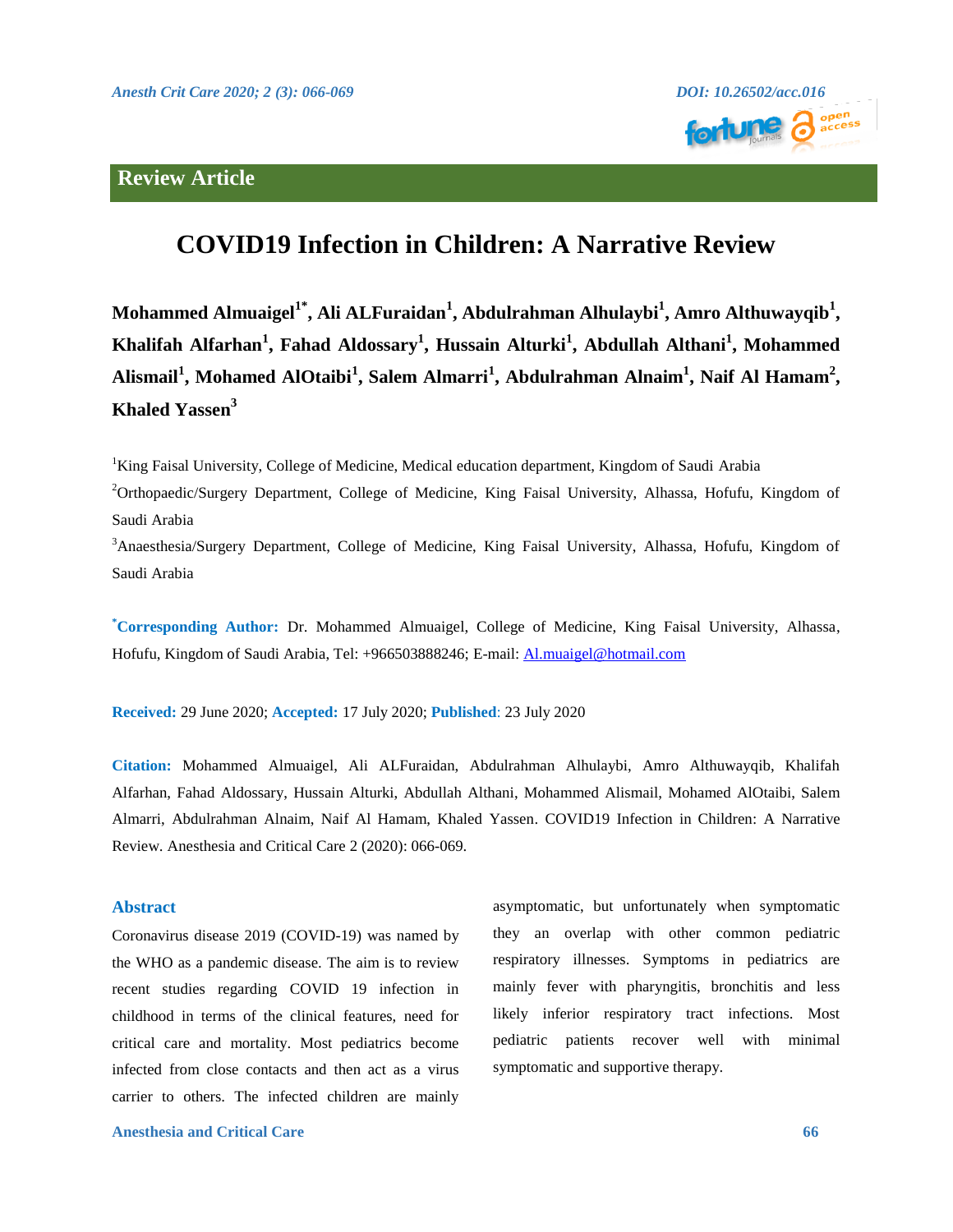Review Article

# COVID19 Infection in Children: A Narrative Review

**Mohammed Almuaigel[1*], Ali ALFuraidan[1], Abdulrahman Alhulaybi[1], Amro Althuwayqib[1], Khalifah Alfarhan[1], Fahad Aldossary[1], Hussain Alturki[1], Abdullah Althani[1], Mohammed Alismail[1], Mohamed AlOtaibi[1], Salem Almarri[1], Abdulrahman Alnaim[1], Naif Al Hamam[2], Khaled Yassen[3]**

[1]King Faisal University, College of Medicine, Medical education department, Kingdom of Saudi Arabia

[2]Orthopaedic/Surgery Department, College of Medicine, King Faisal University, Alhassa, Hofufu, Kingdom of Saudi Arabia

[3]Anaesthesia/Surgery Department, College of Medicine, King Faisal University, Alhassa, Hofufu, Kingdom of Saudi Arabia

**[*]Corresponding Author:** Dr. Mohammed Almuaigel, College of Medicine, King Faisal University, Alhassa, Hofufu, Kingdom of Saudi Arabia, Tel: +966503888246; E-mail: Al.muaigel@hotmail.com

**Received:** 29 June 2020; **Accepted:** 17 July 2020; **Published**: 23 July 2020

**Citation:** Mohammed Almuaigel, Ali ALFuraidan, Abdulrahman Alhulaybi, Amro Althuwayqib, Khalifah Alfarhan, Fahad Aldossary, Hussain Alturki, Abdullah Althani, Mohammed Alismail, Mohamed AlOtaibi, Salem Almarri, Abdulrahman Alnaim, Naif Al Hamam, Khaled Yassen. COVID19 Infection in Children: A Narrative Review. Anesthesia and Critical Care 2 (2020): 066-069.

## Abstract

Coronavirus disease 2019 (COVID-19) was named by the WHO as a pandemic disease. The aim is to review recent studies regarding COVID 19 infection in childhood in terms of the clinical features, need for critical care and mortality. Most pediatrics become infected from close contacts and then act as a virus carrier to others. The infected children are mainly asymptomatic, but unfortunately when symptomatic they an overlap with other common pediatric respiratory illnesses. Symptoms in pediatrics are mainly fever with pharyngitis, bronchitis and less likely inferior respiratory tract infections. Most pediatric patients recover well with minimal symptomatic and supportive therapy.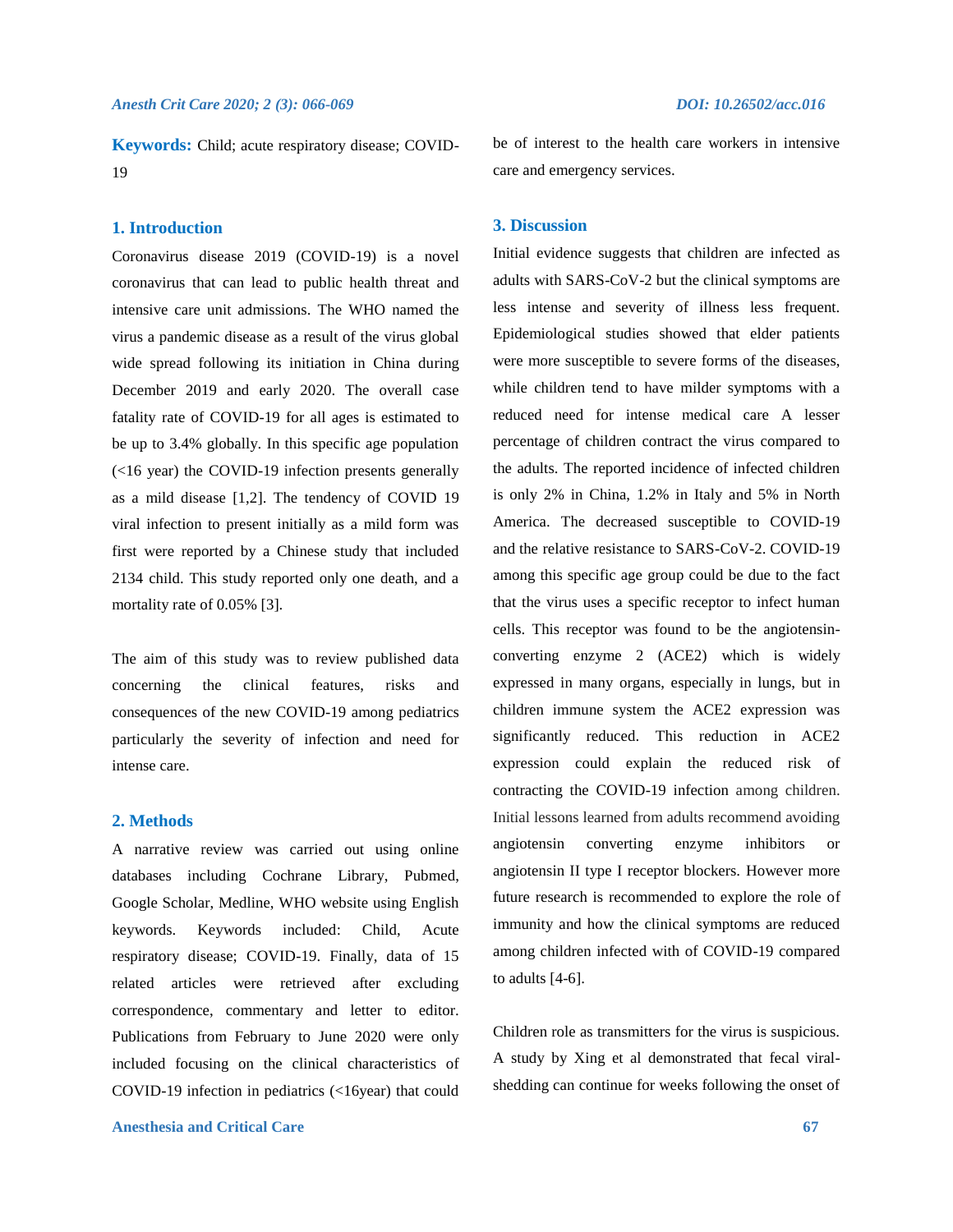**Keywords:** Child; acute respiratory disease; COVID-19

## 1. Introduction

Coronavirus disease 2019 (COVID-19) is a novel coronavirus that can lead to public health threat and intensive care unit admissions. The WHO named the virus a pandemic disease as a result of the virus global wide spread following its initiation in China during December 2019 and early 2020. The overall case fatality rate of COVID-19 for all ages is estimated to be up to 3.4% globally. In this specific age population (<16 year) the COVID-19 infection presents generally as a mild disease [1,2]. The tendency of COVID 19 viral infection to present initially as a mild form was first were reported by a Chinese study that included 2134 child. This study reported only one death, and a mortality rate of 0.05% [3].

The aim of this study was to review published data concerning the clinical features, risks and consequences of the new COVID-19 among pediatrics particularly the severity of infection and need for intense care.

## 2. Methods

A narrative review was carried out using online databases including Cochrane Library, Pubmed, Google Scholar, Medline, WHO website using English keywords. Keywords included: Child, Acute respiratory disease; COVID-19. Finally, data of 15 related articles were retrieved after excluding correspondence, commentary and letter to editor. Publications from February to June 2020 were only included focusing on the clinical characteristics of COVID-19 infection in pediatrics (<16year) that could be of interest to the health care workers in intensive care and emergency services.

## 3. Discussion

Initial evidence suggests that children are infected as adults with SARS-CoV-2 but the clinical symptoms are less intense and severity of illness less frequent. Epidemiological studies showed that elder patients were more susceptible to severe forms of the diseases, while children tend to have milder symptoms with a reduced need for intense medical care A lesser percentage of children contract the virus compared to the adults. The reported incidence of infected children is only 2% in China, 1.2% in Italy and 5% in North America. The decreased susceptible to COVID-19 and the relative resistance to SARS-CoV-2. COVID-19 among this specific age group could be due to the fact that the virus uses a specific receptor to infect human cells. This receptor was found to be the angiotensin-converting enzyme 2 (ACE2) which is widely expressed in many organs, especially in lungs, but in children immune system the ACE2 expression was significantly reduced. This reduction in ACE2 expression could explain the reduced risk of contracting the COVID-19 infection among children. Initial lessons learned from adults recommend avoiding angiotensin converting enzyme inhibitors or angiotensin II type I receptor blockers. However more future research is recommended to explore the role of immunity and how the clinical symptoms are reduced among children infected with of COVID-19 compared to adults [4-6].

Children role as transmitters for the virus is suspicious. A study by Xing et al demonstrated that fecal viral-shedding can continue for weeks following the onset of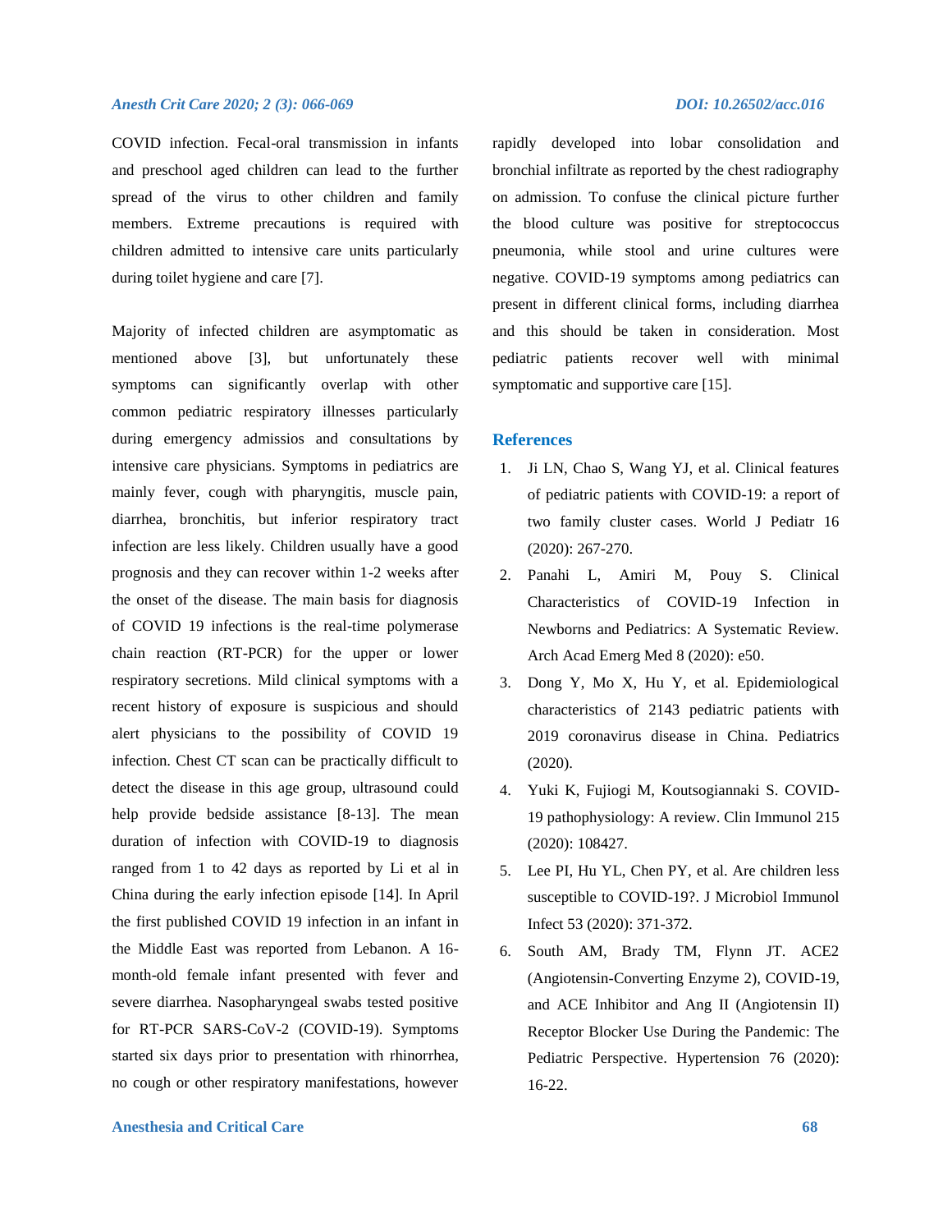COVID infection. Fecal-oral transmission in infants and preschool aged children can lead to the further spread of the virus to other children and family members. Extreme precautions is required with children admitted to intensive care units particularly during toilet hygiene and care [7].

Majority of infected children are asymptomatic as mentioned above [3], but unfortunately these symptoms can significantly overlap with other common pediatric respiratory illnesses particularly during emergency admissios and consultations by intensive care physicians. Symptoms in pediatrics are mainly fever, cough with pharyngitis, muscle pain, diarrhea, bronchitis, but inferior respiratory tract infection are less likely. Children usually have a good prognosis and they can recover within 1-2 weeks after the onset of the disease. The main basis for diagnosis of COVID 19 infections is the real-time polymerase chain reaction (RT-PCR) for the upper or lower respiratory secretions. Mild clinical symptoms with a recent history of exposure is suspicious and should alert physicians to the possibility of COVID 19 infection. Chest CT scan can be practically difficult to detect the disease in this age group, ultrasound could help provide bedside assistance [8-13]. The mean duration of infection with COVID-19 to diagnosis ranged from 1 to 42 days as reported by Li et al in China during the early infection episode [14]. In April the first published COVID 19 infection in an infant in the Middle East was reported from Lebanon. A 16-month-old female infant presented with fever and severe diarrhea. Nasopharyngeal swabs tested positive for RT-PCR SARS-CoV-2 (COVID-19). Symptoms started six days prior to presentation with rhinorrhea, no cough or other respiratory manifestations, however rapidly developed into lobar consolidation and bronchial infiltrate as reported by the chest radiography on admission. To confuse the clinical picture further the blood culture was positive for streptococcus pneumonia, while stool and urine cultures were negative. COVID-19 symptoms among pediatrics can present in different clinical forms, including diarrhea and this should be taken in consideration. Most pediatric patients recover well with minimal symptomatic and supportive care [15].

## References

1. Ji LN, Chao S, Wang YJ, et al. Clinical features of pediatric patients with COVID-19: a report of two family cluster cases. World J Pediatr 16 (2020): 267-270.
2. Panahi L, Amiri M, Pouy S. Clinical Characteristics of COVID-19 Infection in Newborns and Pediatrics: A Systematic Review. Arch Acad Emerg Med 8 (2020): e50.
3. Dong Y, Mo X, Hu Y, et al. Epidemiological characteristics of 2143 pediatric patients with 2019 coronavirus disease in China. Pediatrics (2020).
4. Yuki K, Fujiogi M, Koutsogiannaki S. COVID-19 pathophysiology: A review. Clin Immunol 215 (2020): 108427.
5. Lee PI, Hu YL, Chen PY, et al. Are children less susceptible to COVID-19?. J Microbiol Immunol Infect 53 (2020): 371-372.
6. South AM, Brady TM, Flynn JT. ACE2 (Angiotensin-Converting Enzyme 2), COVID-19, and ACE Inhibitor and Ang II (Angiotensin II) Receptor Blocker Use During the Pandemic: The Pediatric Perspective. Hypertension 76 (2020): 16-22.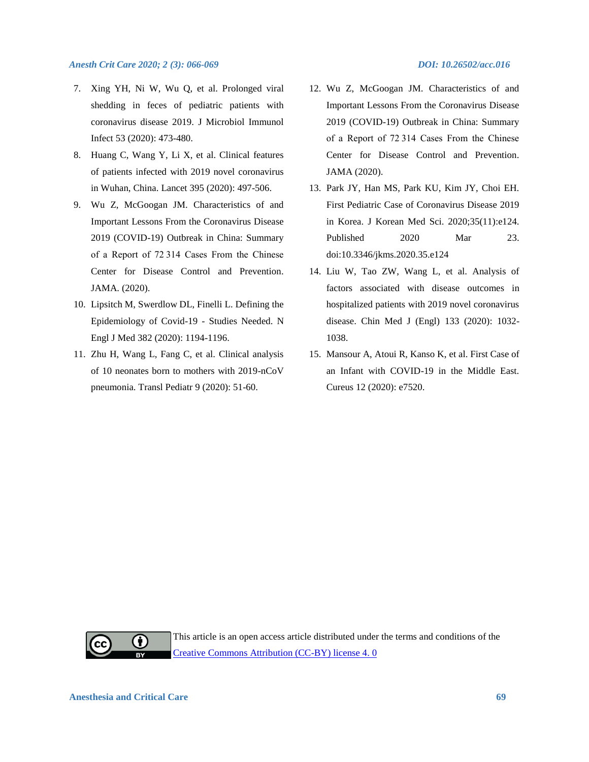7. Xing YH, Ni W, Wu Q, et al. Prolonged viral shedding in feces of pediatric patients with coronavirus disease 2019. J Microbiol Immunol Infect 53 (2020): 473-480.
8. Huang C, Wang Y, Li X, et al. Clinical features of patients infected with 2019 novel coronavirus in Wuhan, China. Lancet 395 (2020): 497-506.
9. Wu Z, McGoogan JM. Characteristics of and Important Lessons From the Coronavirus Disease 2019 (COVID-19) Outbreak in China: Summary of a Report of 72 314 Cases From the Chinese Center for Disease Control and Prevention. JAMA. (2020).
10. Lipsitch M, Swerdlow DL, Finelli L. Defining the Epidemiology of Covid-19 - Studies Needed. N Engl J Med 382 (2020): 1194-1196.
11. Zhu H, Wang L, Fang C, et al. Clinical analysis of 10 neonates born to mothers with 2019-nCoV pneumonia. Transl Pediatr 9 (2020): 51-60.
12. Wu Z, McGoogan JM. Characteristics of and Important Lessons From the Coronavirus Disease 2019 (COVID-19) Outbreak in China: Summary of a Report of 72 314 Cases From the Chinese Center for Disease Control and Prevention. JAMA (2020).
13. Park JY, Han MS, Park KU, Kim JY, Choi EH. First Pediatric Case of Coronavirus Disease 2019 in Korea. J Korean Med Sci. 2020;35(11):e124. Published 2020 Mar 23. doi:10.3346/jkms.2020.35.e124
14. Liu W, Tao ZW, Wang L, et al. Analysis of factors associated with disease outcomes in hospitalized patients with 2019 novel coronavirus disease. Chin Med J (Engl) 133 (2020): 1032-1038.
15. Mansour A, Atoui R, Kanso K, et al. First Case of an Infant with COVID-19 in the Middle East. Cureus 12 (2020): e7520.

This article is an open access article distributed under the terms and conditions of the Creative Commons Attribution (CC-BY) license 4. 0